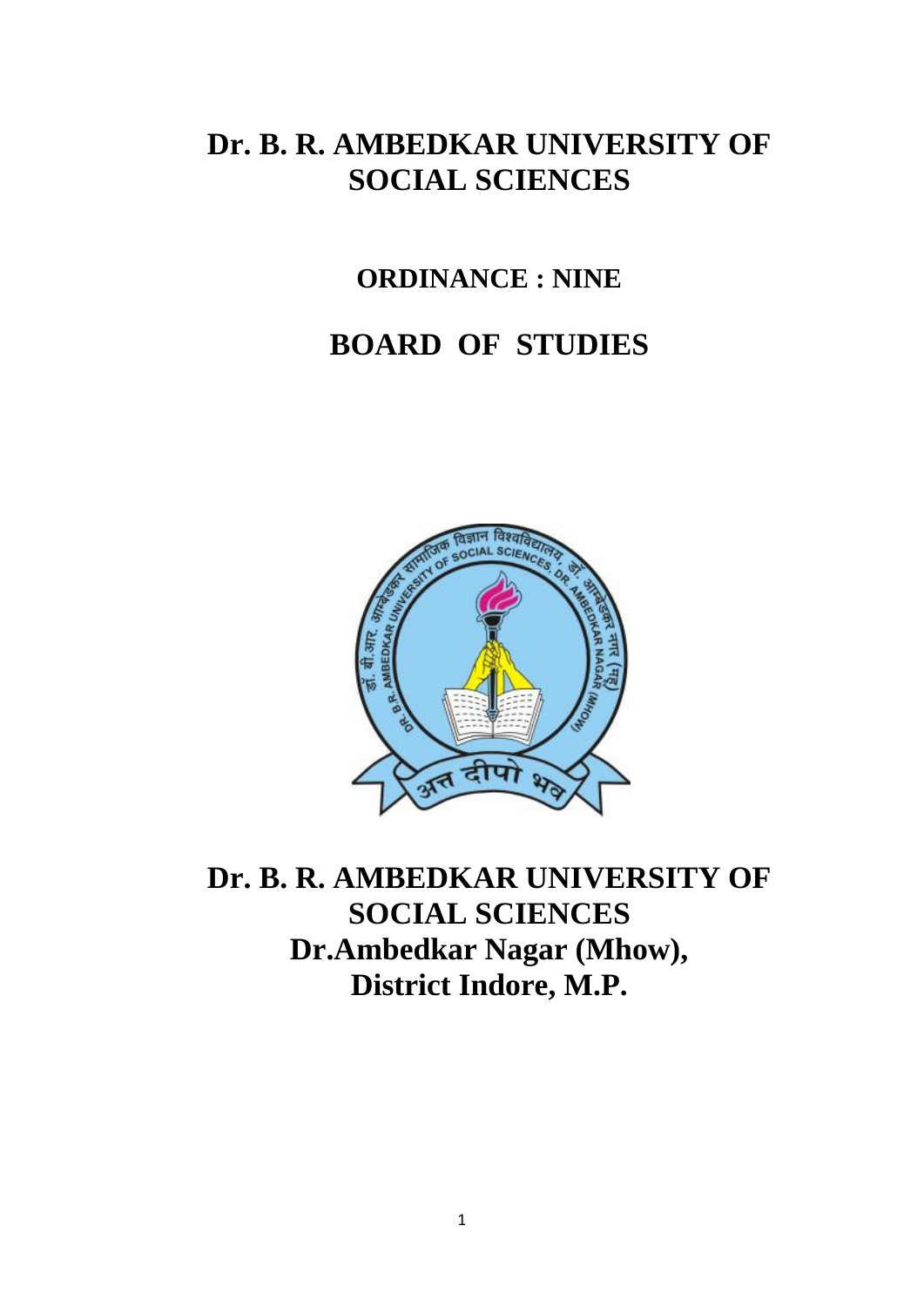# Dr. B. R. AMBEDKAR UNIVERSITY OF SOCIAL SCIENCES

## ORDINANCE : NINE

## BOARD OF STUDIES

# Dr. B. R. AMBEDKAR UNIVERSITY OF SOCIAL SCIENCES
# Dr.Ambedkar Nagar (Mhow), District Indore, M.P.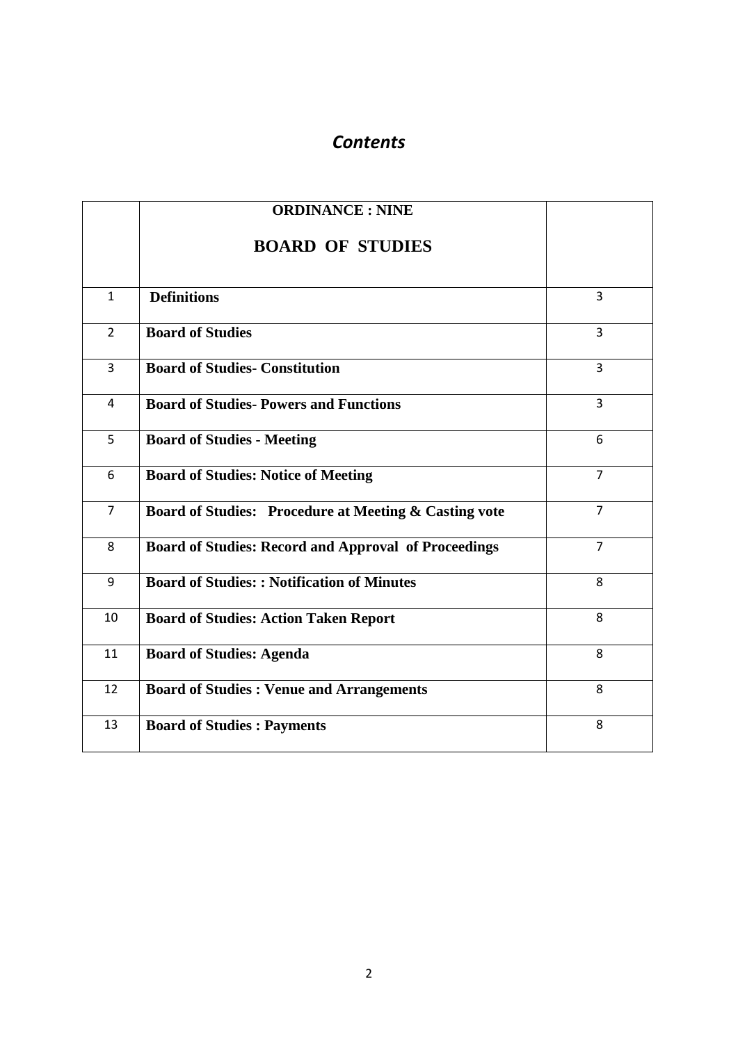# *Contents*

| | ORDINANCE : NINE<br><br>BOARD OF STUDIES | |
|---|---|---|
| 1 | **Definitions** | 3 |
| 2 | **Board of Studies** | 3 |
| 3 | **Board of Studies- Constitution** | 3 |
| 4 | **Board of Studies- Powers and Functions** | 3 |
| 5 | **Board of Studies - Meeting** | 6 |
| 6 | **Board of Studies: Notice of Meeting** | 7 |
| 7 | **Board of Studies: Procedure at Meeting & Casting vote** | 7 |
| 8 | **Board of Studies: Record and Approval of Proceedings** | 7 |
| 9 | **Board of Studies: : Notification of Minutes** | 8 |
| 10 | **Board of Studies: Action Taken Report** | 8 |
| 11 | **Board of Studies: Agenda** | 8 |
| 12 | **Board of Studies : Venue and Arrangements** | 8 |
| 13 | **Board of Studies : Payments** | 8 |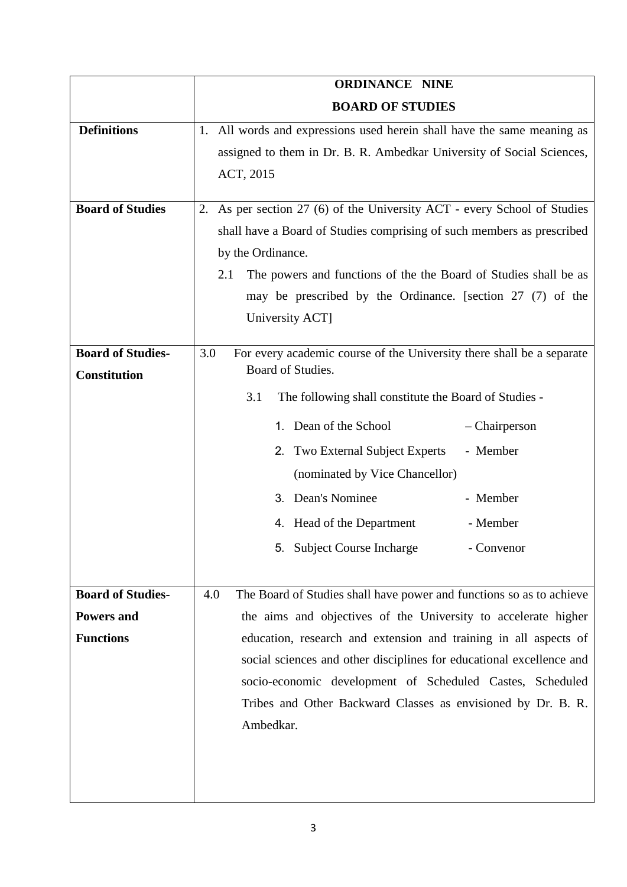| | **ORDINANCE NINE**<br>**BOARD OF STUDIES** |
|---|---|
| **Definitions** | 1. All words and expressions used herein shall have the same meaning as assigned to them in Dr. B. R. Ambedkar University of Social Sciences, ACT, 2015 |
| **Board of Studies** | 2. As per section 27 (6) of the University ACT - every School of Studies shall have a Board of Studies comprising of such members as prescribed by the Ordinance.<br>2.1 The powers and functions of the the Board of Studies shall be as may be prescribed by the Ordinance. [section 27 (7) of the University ACT] |
| **Board of Studies-Constitution** | 3.0 For every academic course of the University there shall be a separate Board of Studies.<br>3.1 The following shall constitute the Board of Studies -<br>1. Dean of the School – Chairperson<br>2. Two External Subject Experts (nominated by Vice Chancellor) - Member<br>3. Dean's Nominee - Member<br>4. Head of the Department - Member<br>5. Subject Course Incharge - Convenor |
| **Board of Studies-Powers and Functions** | 4.0 The Board of Studies shall have power and functions so as to achieve the aims and objectives of the University to accelerate higher education, research and extension and training in all aspects of social sciences and other disciplines for educational excellence and socio-economic development of Scheduled Castes, Scheduled Tribes and Other Backward Classes as envisioned by Dr. B. R. Ambedkar. |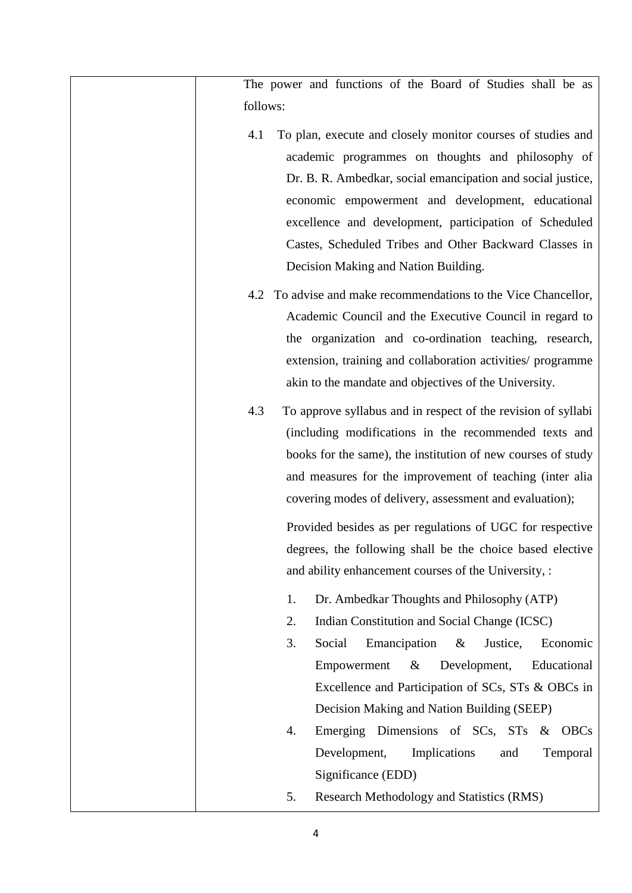| | The power and functions of the Board of Studies shall be as follows:<br><br>4.1 To plan, execute and closely monitor courses of studies and academic programmes on thoughts and philosophy of Dr. B. R. Ambedkar, social emancipation and social justice, economic empowerment and development, educational excellence and development, participation of Scheduled Castes, Scheduled Tribes and Other Backward Classes in Decision Making and Nation Building.<br><br>4.2 To advise and make recommendations to the Vice Chancellor, Academic Council and the Executive Council in regard to the organization and co-ordination teaching, research, extension, training and collaboration activities/ programme akin to the mandate and objectives of the University.<br><br>4.3 To approve syllabus and in respect of the revision of syllabi (including modifications in the recommended texts and books for the same), the institution of new courses of study and measures for the improvement of teaching (inter alia covering modes of delivery, assessment and evaluation);<br><br>Provided besides as per regulations of UGC for respective degrees, the following shall be the choice based elective and ability enhancement courses of the University, :<br><br>1. Dr. Ambedkar Thoughts and Philosophy (ATP)<br>2. Indian Constitution and Social Change (ICSC)<br>3. Social Emancipation & Justice, Economic Empowerment & Development, Educational Excellence and Participation of SCs, STs & OBCs in Decision Making and Nation Building (SEEP)<br>4. Emerging Dimensions of SCs, STs & OBCs Development, Implications and Temporal Significance (EDD)<br>5. Research Methodology and Statistics (RMS) |
|---|---|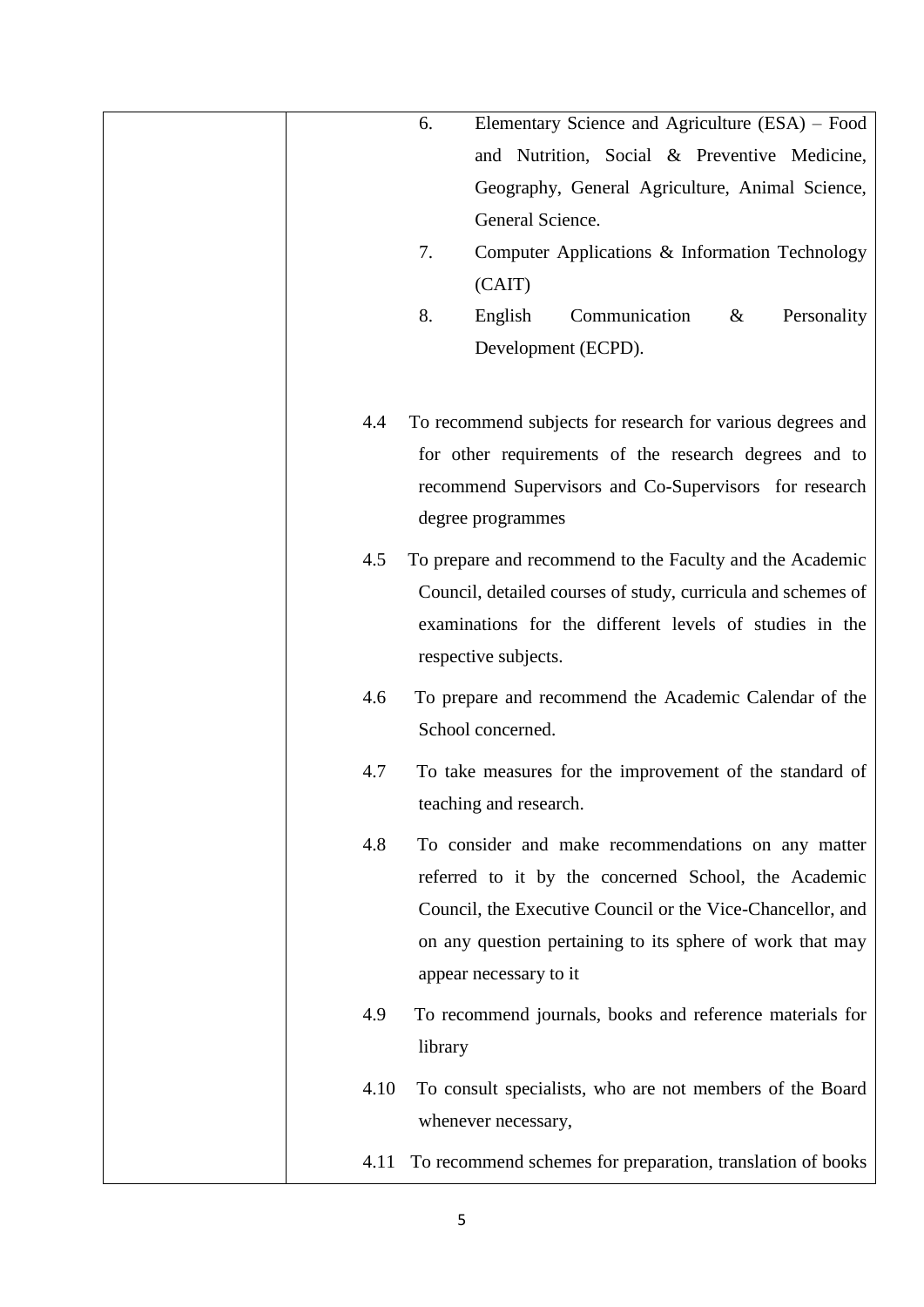| | |
|---|---|
| | 6. Elementary Science and Agriculture (ESA) – Food and Nutrition, Social & Preventive Medicine, Geography, General Agriculture, Animal Science, General Science.<br>7. Computer Applications & Information Technology (CAIT)<br>8. English Communication & Personality Development (ECPD).<br><br>4.4 To recommend subjects for research for various degrees and for other requirements of the research degrees and to recommend Supervisors and Co-Supervisors for research degree programmes<br><br>4.5 To prepare and recommend to the Faculty and the Academic Council, detailed courses of study, curricula and schemes of examinations for the different levels of studies in the respective subjects.<br><br>4.6 To prepare and recommend the Academic Calendar of the School concerned.<br><br>4.7 To take measures for the improvement of the standard of teaching and research.<br><br>4.8 To consider and make recommendations on any matter referred to it by the concerned School, the Academic Council, the Executive Council or the Vice-Chancellor, and on any question pertaining to its sphere of work that may appear necessary to it<br><br>4.9 To recommend journals, books and reference materials for library<br><br>4.10 To consult specialists, who are not members of the Board whenever necessary,<br><br>4.11 To recommend schemes for preparation, translation of books |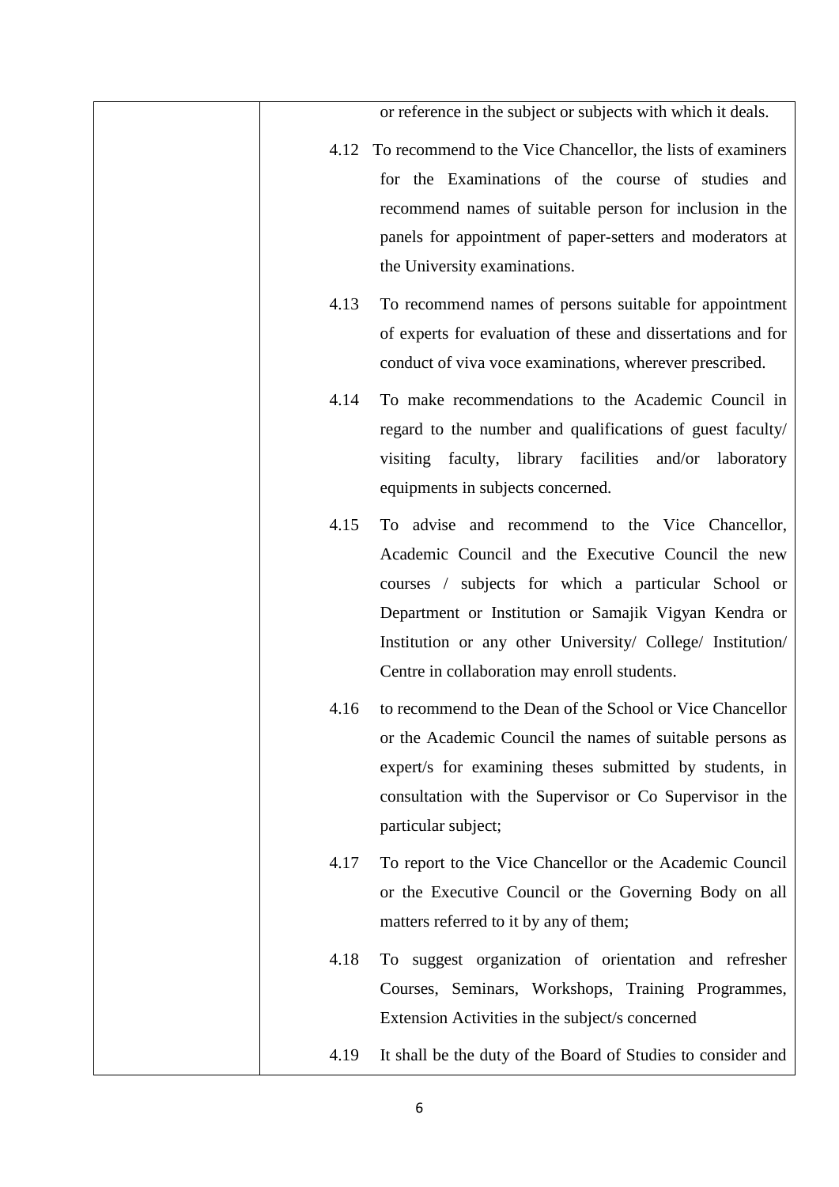|  |  |
|---|---|
|  | or reference in the subject or subjects with which it deals.<br><br>4.12 To recommend to the Vice Chancellor, the lists of examiners for the Examinations of the course of studies and recommend names of suitable person for inclusion in the panels for appointment of paper-setters and moderators at the University examinations.<br><br>4.13 To recommend names of persons suitable for appointment of experts for evaluation of these and dissertations and for conduct of viva voce examinations, wherever prescribed.<br><br>4.14 To make recommendations to the Academic Council in regard to the number and qualifications of guest faculty/ visiting faculty, library facilities and/or laboratory equipments in subjects concerned.<br><br>4.15 To advise and recommend to the Vice Chancellor, Academic Council and the Executive Council the new courses / subjects for which a particular School or Department or Institution or Samajik Vigyan Kendra or Institution or any other University/ College/ Institution/ Centre in collaboration may enroll students.<br><br>4.16 to recommend to the Dean of the School or Vice Chancellor or the Academic Council the names of suitable persons as expert/s for examining theses submitted by students, in consultation with the Supervisor or Co Supervisor in the particular subject;<br><br>4.17 To report to the Vice Chancellor or the Academic Council or the Executive Council or the Governing Body on all matters referred to it by any of them;<br><br>4.18 To suggest organization of orientation and refresher Courses, Seminars, Workshops, Training Programmes, Extension Activities in the subject/s concerned<br><br>4.19 It shall be the duty of the Board of Studies to consider and |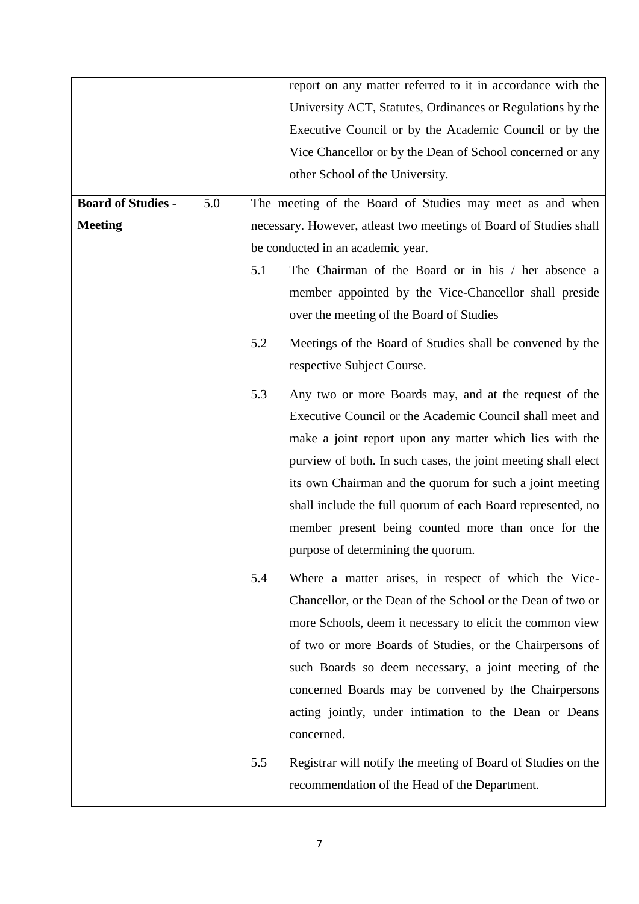| | | |
|---|---|---|
| | | report on any matter referred to it in accordance with the University ACT, Statutes, Ordinances or Regulations by the Executive Council or by the Academic Council or by the Vice Chancellor or by the Dean of School concerned or any other School of the University. |
| **Board of Studies - Meeting** | 5.0 | The meeting of the Board of Studies may meet as and when necessary. However, atleast two meetings of Board of Studies shall be conducted in an academic year.<br><br>5.1 The Chairman of the Board or in his / her absence a member appointed by the Vice-Chancellor shall preside over the meeting of the Board of Studies<br><br>5.2 Meetings of the Board of Studies shall be convened by the respective Subject Course.<br><br>5.3 Any two or more Boards may, and at the request of the Executive Council or the Academic Council shall meet and make a joint report upon any matter which lies with the purview of both. In such cases, the joint meeting shall elect its own Chairman and the quorum for such a joint meeting shall include the full quorum of each Board represented, no member present being counted more than once for the purpose of determining the quorum.<br><br>5.4 Where a matter arises, in respect of which the Vice-Chancellor, or the Dean of the School or the Dean of two or more Schools, deem it necessary to elicit the common view of two or more Boards of Studies, or the Chairpersons of such Boards so deem necessary, a joint meeting of the concerned Boards may be convened by the Chairpersons acting jointly, under intimation to the Dean or Deans concerned.<br><br>5.5 Registrar will notify the meeting of Board of Studies on the recommendation of the Head of the Department. |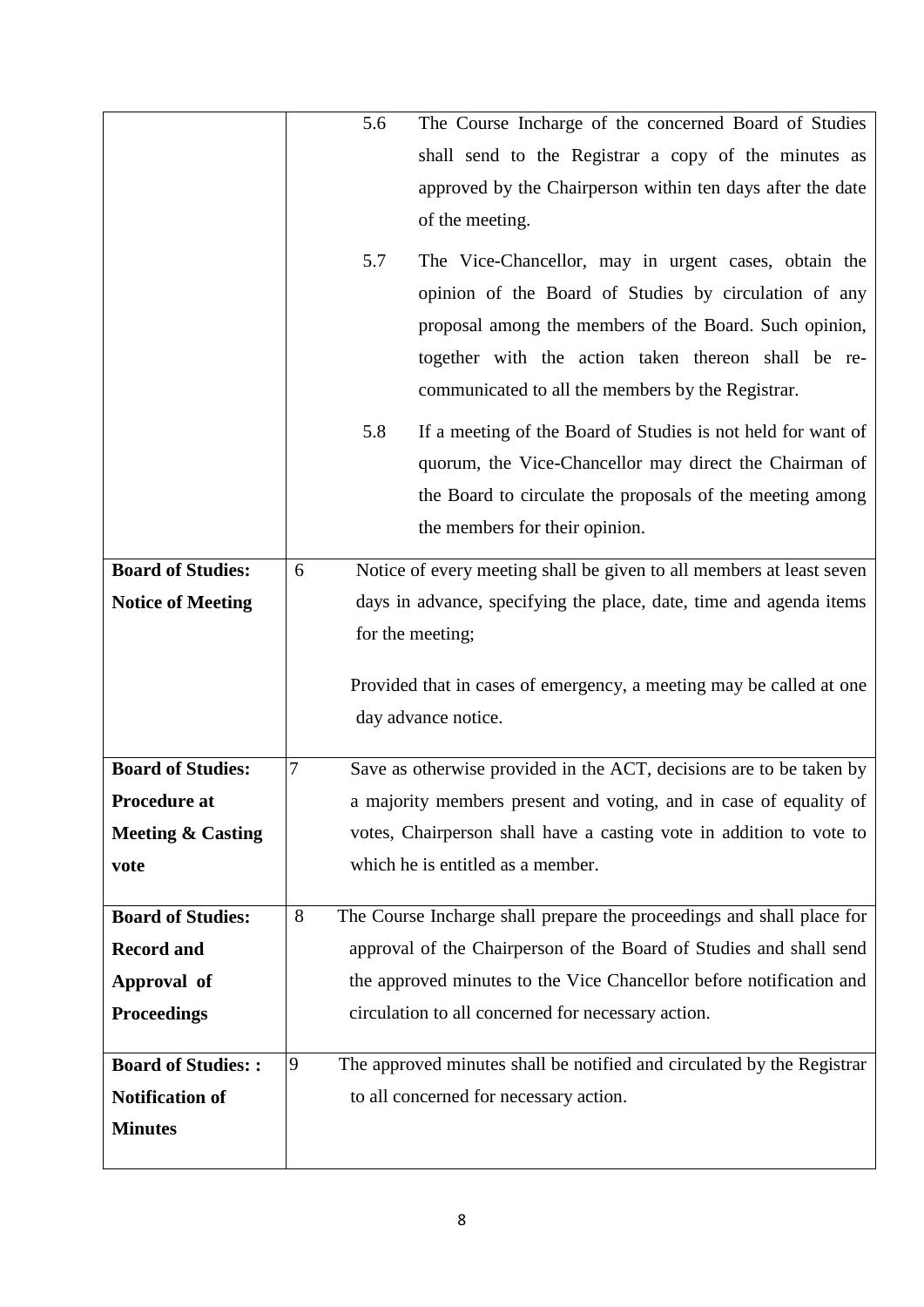| | |
|---|---|
| | 5.6 The Course Incharge of the concerned Board of Studies shall send to the Registrar a copy of the minutes as approved by the Chairperson within ten days after the date of the meeting.<br><br>5.7 The Vice-Chancellor, may in urgent cases, obtain the opinion of the Board of Studies by circulation of any proposal among the members of the Board. Such opinion, together with the action taken thereon shall be re-communicated to all the members by the Registrar.<br><br>5.8 If a meeting of the Board of Studies is not held for want of quorum, the Vice-Chancellor may direct the Chairman of the Board to circulate the proposals of the meeting among the members for their opinion. |
| **Board of Studies: Notice of Meeting** | 6 Notice of every meeting shall be given to all members at least seven days in advance, specifying the place, date, time and agenda items for the meeting;<br><br>Provided that in cases of emergency, a meeting may be called at one day advance notice. |
| **Board of Studies: Procedure at Meeting & Casting vote** | 7 Save as otherwise provided in the ACT, decisions are to be taken by a majority members present and voting, and in case of equality of votes, Chairperson shall have a casting vote in addition to vote to which he is entitled as a member. |
| **Board of Studies: Record and Approval of Proceedings** | 8 The Course Incharge shall prepare the proceedings and shall place for approval of the Chairperson of the Board of Studies and shall send the approved minutes to the Vice Chancellor before notification and circulation to all concerned for necessary action. |
| **Board of Studies: : Notification of Minutes** | 9 The approved minutes shall be notified and circulated by the Registrar to all concerned for necessary action. |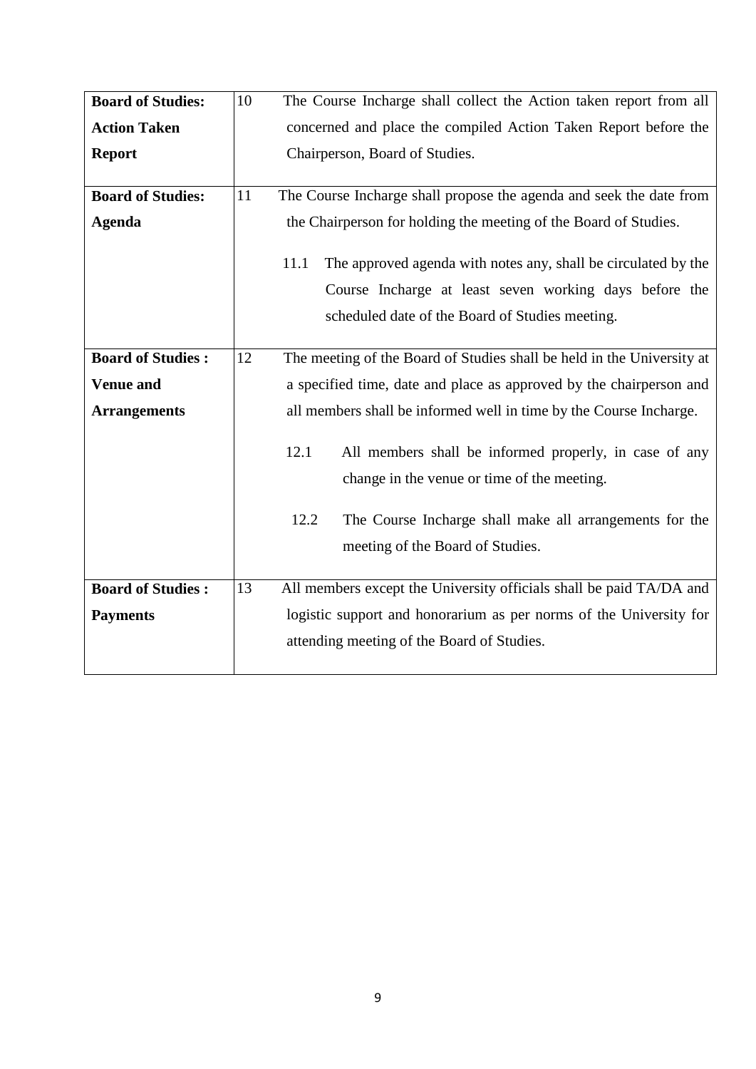| | | |
|---|---|---|
| **Board of Studies: Action Taken Report** | 10 | The Course Incharge shall collect the Action taken report from all concerned and place the compiled Action Taken Report before the Chairperson, Board of Studies. |
| **Board of Studies: Agenda** | 11 | The Course Incharge shall propose the agenda and seek the date from the Chairperson for holding the meeting of the Board of Studies.<br><br>11.1 The approved agenda with notes any, shall be circulated by the Course Incharge at least seven working days before the scheduled date of the Board of Studies meeting. |
| **Board of Studies : Venue and Arrangements** | 12 | The meeting of the Board of Studies shall be held in the University at a specified time, date and place as approved by the chairperson and all members shall be informed well in time by the Course Incharge.<br><br>12.1 All members shall be informed properly, in case of any change in the venue or time of the meeting.<br><br>12.2 The Course Incharge shall make all arrangements for the meeting of the Board of Studies. |
| **Board of Studies : Payments** | 13 | All members except the University officials shall be paid TA/DA and logistic support and honorarium as per norms of the University for attending meeting of the Board of Studies. |